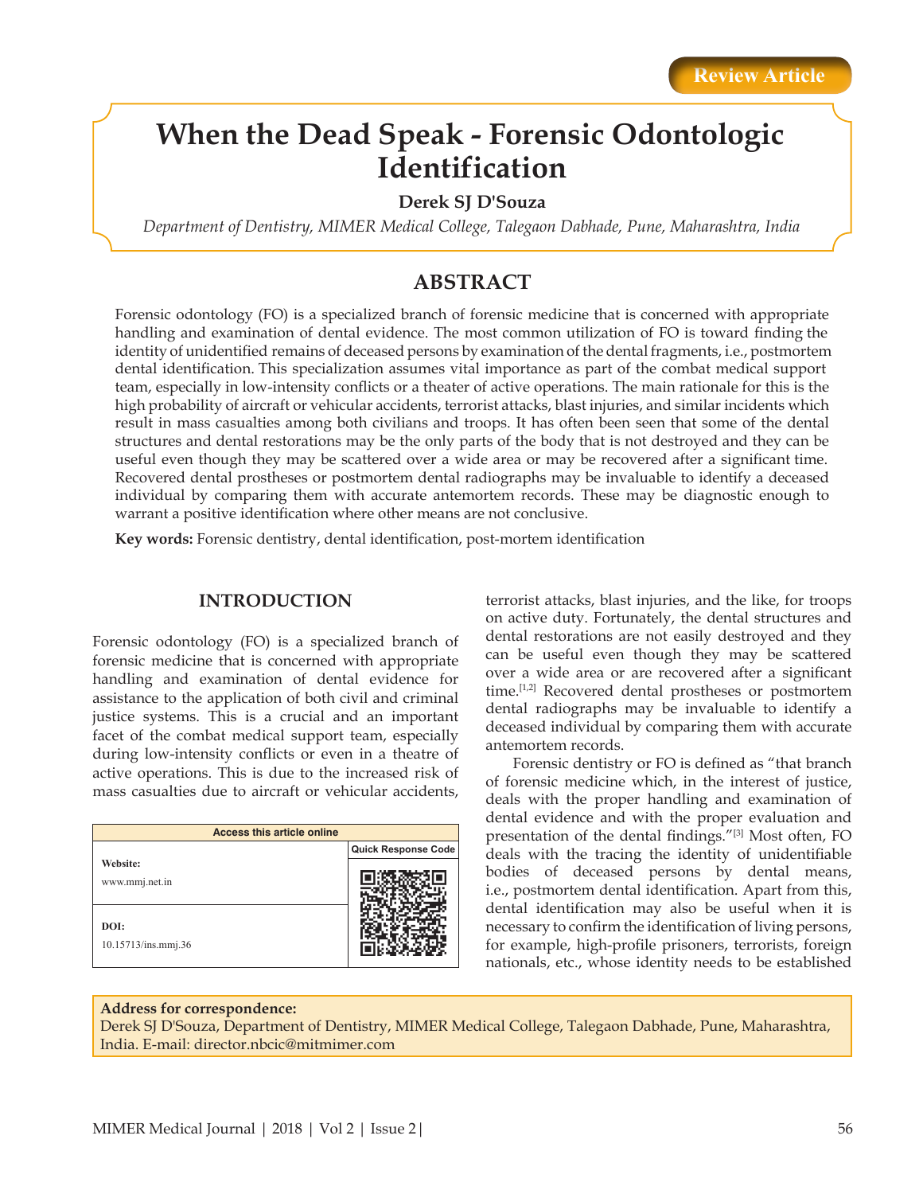Review Article

# When the Dead Speak - Forensic Odontologic Identification

**Derek SJ D'Souza**

*Department of Dentistry, MIMER Medical College, Talegaon Dabhade, Pune, Maharashtra, India*

## ABSTRACT

Forensic odontology (FO) is a specialized branch of forensic medicine that is concerned with appropriate handling and examination of dental evidence. The most common utilization of FO is toward finding the identity of unidentified remains of deceased persons by examination of the dental fragments, i.e., postmortem dental identification. This specialization assumes vital importance as part of the combat medical support team, especially in low-intensity conflicts or a theater of active operations. The main rationale for this is the high probability of aircraft or vehicular accidents, terrorist attacks, blast injuries, and similar incidents which result in mass casualties among both civilians and troops. It has often been seen that some of the dental structures and dental restorations may be the only parts of the body that is not destroyed and they can be useful even though they may be scattered over a wide area or may be recovered after a significant time. Recovered dental prostheses or postmortem dental radiographs may be invaluable to identify a deceased individual by comparing them with accurate antemortem records. These may be diagnostic enough to warrant a positive identification where other means are not conclusive.

**Key words:** Forensic dentistry, dental identification, post-mortem identification

## INTRODUCTION

Forensic odontology (FO) is a specialized branch of forensic medicine that is concerned with appropriate handling and examination of dental evidence for assistance to the application of both civil and criminal justice systems. This is a crucial and an important facet of the combat medical support team, especially during low-intensity conflicts or even in a theatre of active operations. This is due to the increased risk of mass casualties due to aircraft or vehicular accidents, terrorist attacks, blast injuries, and the like, for troops on active duty. Fortunately, the dental structures and dental restorations are not easily destroyed and they can be useful even though they may be scattered over a wide area or are recovered after a significant time.[1,2] Recovered dental prostheses or postmortem dental radiographs may be invaluable to identify a deceased individual by comparing them with accurate antemortem records.

Forensic dentistry or FO is defined as "that branch of forensic medicine which, in the interest of justice, deals with the proper handling and examination of dental evidence and with the proper evaluation and presentation of the dental findings."[3] Most often, FO deals with the tracing the identity of unidentifiable bodies of deceased persons by dental means, i.e., postmortem dental identification. Apart from this, dental identification may also be useful when it is necessary to confirm the identification of living persons, for example, high-profile prisoners, terrorists, foreign nationals, etc., whose identity needs to be established

| Access this article online | |
|---|---|
| **Website:** www.mmj.net.in | Quick Response Code |
| **DOI:** 10.15713/ins.mmj.36 | |

**Address for correspondence:**
Derek SJ D'Souza, Department of Dentistry, MIMER Medical College, Talegaon Dabhade, Pune, Maharashtra, India. E-mail: director.nbcic@mitmimer.com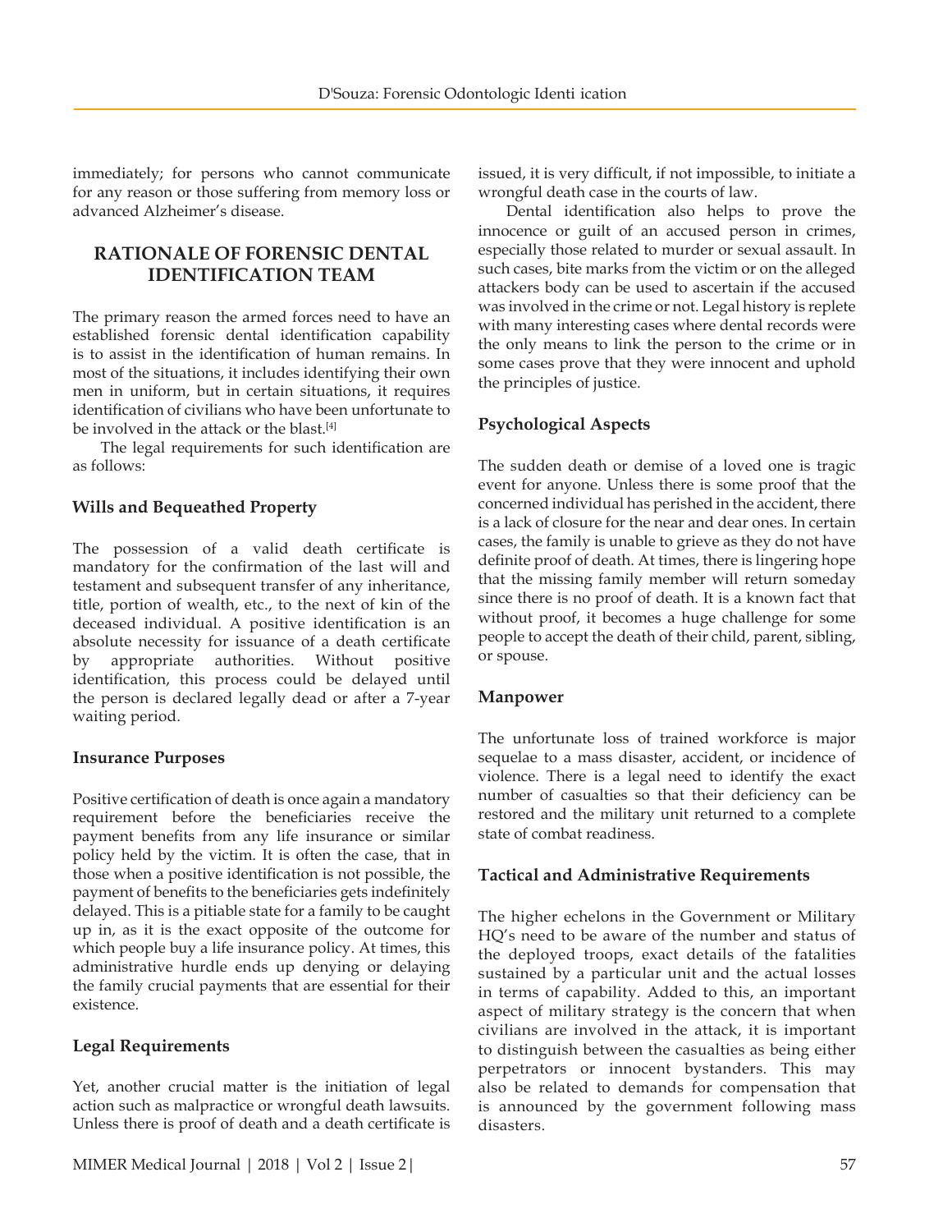immediately; for persons who cannot communicate for any reason or those suffering from memory loss or advanced Alzheimer's disease.

## RATIONALE OF FORENSIC DENTAL IDENTIFICATION TEAM

The primary reason the armed forces need to have an established forensic dental identification capability is to assist in the identification of human remains. In most of the situations, it includes identifying their own men in uniform, but in certain situations, it requires identification of civilians who have been unfortunate to be involved in the attack or the blast.[4]

The legal requirements for such identification are as follows:

### Wills and Bequeathed Property

The possession of a valid death certificate is mandatory for the confirmation of the last will and testament and subsequent transfer of any inheritance, title, portion of wealth, etc., to the next of kin of the deceased individual. A positive identification is an absolute necessity for issuance of a death certificate by appropriate authorities. Without positive identification, this process could be delayed until the person is declared legally dead or after a 7-year waiting period.

### Insurance Purposes

Positive certification of death is once again a mandatory requirement before the beneficiaries receive the payment benefits from any life insurance or similar policy held by the victim. It is often the case, that in those when a positive identification is not possible, the payment of benefits to the beneficiaries gets indefinitely delayed. This is a pitiable state for a family to be caught up in, as it is the exact opposite of the outcome for which people buy a life insurance policy. At times, this administrative hurdle ends up denying or delaying the family crucial payments that are essential for their existence.

### Legal Requirements

Yet, another crucial matter is the initiation of legal action such as malpractice or wrongful death lawsuits. Unless there is proof of death and a death certificate is issued, it is very difficult, if not impossible, to initiate a wrongful death case in the courts of law.

Dental identification also helps to prove the innocence or guilt of an accused person in crimes, especially those related to murder or sexual assault. In such cases, bite marks from the victim or on the alleged attackers body can be used to ascertain if the accused was involved in the crime or not. Legal history is replete with many interesting cases where dental records were the only means to link the person to the crime or in some cases prove that they were innocent and uphold the principles of justice.

### Psychological Aspects

The sudden death or demise of a loved one is tragic event for anyone. Unless there is some proof that the concerned individual has perished in the accident, there is a lack of closure for the near and dear ones. In certain cases, the family is unable to grieve as they do not have definite proof of death. At times, there is lingering hope that the missing family member will return someday since there is no proof of death. It is a known fact that without proof, it becomes a huge challenge for some people to accept the death of their child, parent, sibling, or spouse.

### Manpower

The unfortunate loss of trained workforce is major sequelae to a mass disaster, accident, or incidence of violence. There is a legal need to identify the exact number of casualties so that their deficiency can be restored and the military unit returned to a complete state of combat readiness.

### Tactical and Administrative Requirements

The higher echelons in the Government or Military HQ's need to be aware of the number and status of the deployed troops, exact details of the fatalities sustained by a particular unit and the actual losses in terms of capability. Added to this, an important aspect of military strategy is the concern that when civilians are involved in the attack, it is important to distinguish between the casualties as being either perpetrators or innocent bystanders. This may also be related to demands for compensation that is announced by the government following mass disasters.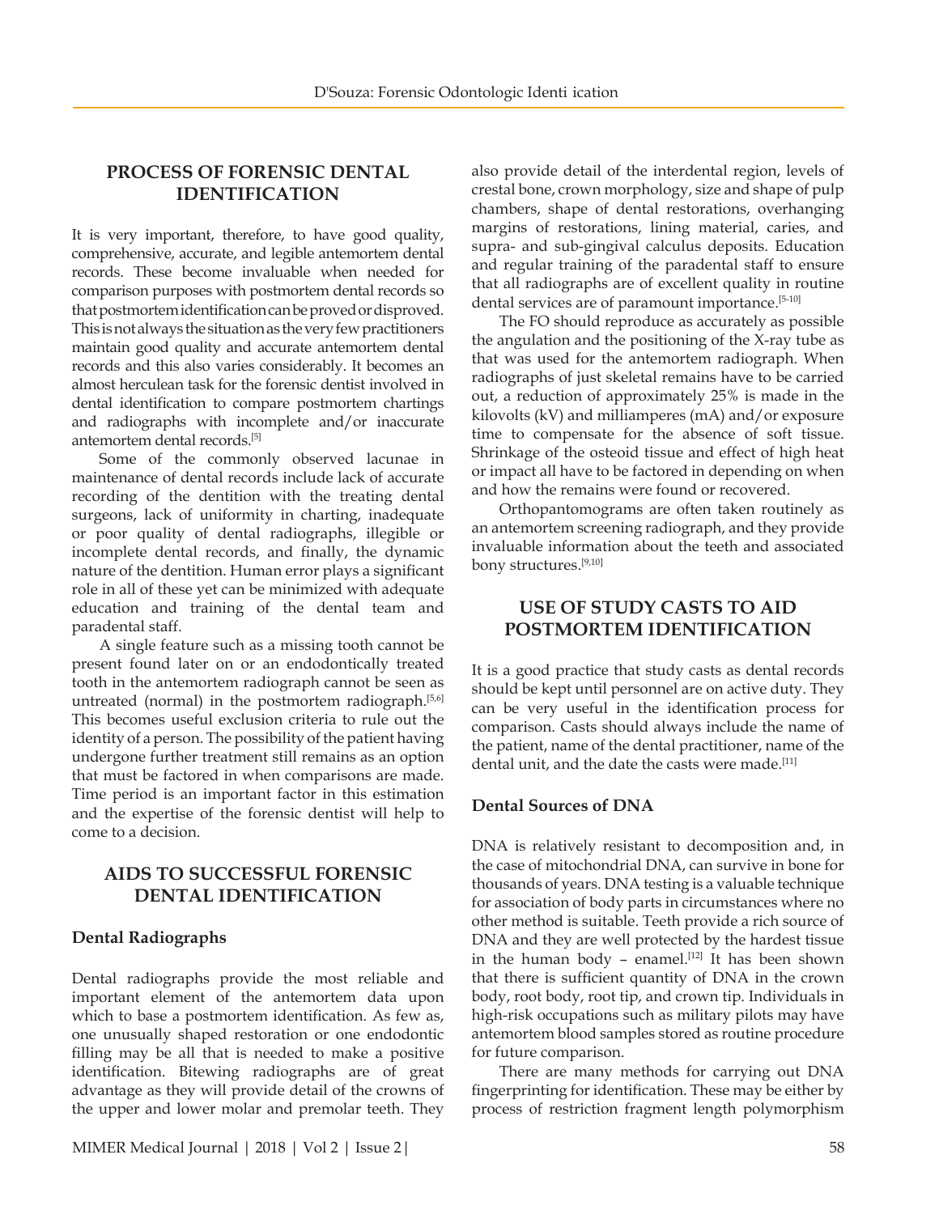## PROCESS OF FORENSIC DENTAL IDENTIFICATION

It is very important, therefore, to have good quality, comprehensive, accurate, and legible antemortem dental records. These become invaluable when needed for comparison purposes with postmortem dental records so that postmortem identification can be proved or disproved. This is not always the situation as the very few practitioners maintain good quality and accurate antemortem dental records and this also varies considerably. It becomes an almost herculean task for the forensic dentist involved in dental identification to compare postmortem chartings and radiographs with incomplete and/or inaccurate antemortem dental records.[5]

Some of the commonly observed lacunae in maintenance of dental records include lack of accurate recording of the dentition with the treating dental surgeons, lack of uniformity in charting, inadequate or poor quality of dental radiographs, illegible or incomplete dental records, and finally, the dynamic nature of the dentition. Human error plays a significant role in all of these yet can be minimized with adequate education and training of the dental team and paradental staff.

A single feature such as a missing tooth cannot be present found later on or an endodontically treated tooth in the antemortem radiograph cannot be seen as untreated (normal) in the postmortem radiograph.[5,6] This becomes useful exclusion criteria to rule out the identity of a person. The possibility of the patient having undergone further treatment still remains as an option that must be factored in when comparisons are made. Time period is an important factor in this estimation and the expertise of the forensic dentist will help to come to a decision.

## AIDS TO SUCCESSFUL FORENSIC DENTAL IDENTIFICATION

### Dental Radiographs

Dental radiographs provide the most reliable and important element of the antemortem data upon which to base a postmortem identification. As few as, one unusually shaped restoration or one endodontic filling may be all that is needed to make a positive identification. Bitewing radiographs are of great advantage as they will provide detail of the crowns of the upper and lower molar and premolar teeth. They also provide detail of the interdental region, levels of crestal bone, crown morphology, size and shape of pulp chambers, shape of dental restorations, overhanging margins of restorations, lining material, caries, and supra- and sub-gingival calculus deposits. Education and regular training of the paradental staff to ensure that all radiographs are of excellent quality in routine dental services are of paramount importance.[5-10]

The FO should reproduce as accurately as possible the angulation and the positioning of the X-ray tube as that was used for the antemortem radiograph. When radiographs of just skeletal remains have to be carried out, a reduction of approximately 25% is made in the kilovolts (kV) and milliamperes (mA) and/or exposure time to compensate for the absence of soft tissue. Shrinkage of the osteoid tissue and effect of high heat or impact all have to be factored in depending on when and how the remains were found or recovered.

Orthopantomograms are often taken routinely as an antemortem screening radiograph, and they provide invaluable information about the teeth and associated bony structures.[9,10]

## USE OF STUDY CASTS TO AID POSTMORTEM IDENTIFICATION

It is a good practice that study casts as dental records should be kept until personnel are on active duty. They can be very useful in the identification process for comparison. Casts should always include the name of the patient, name of the dental practitioner, name of the dental unit, and the date the casts were made.[11]

### Dental Sources of DNA

DNA is relatively resistant to decomposition and, in the case of mitochondrial DNA, can survive in bone for thousands of years. DNA testing is a valuable technique for association of body parts in circumstances where no other method is suitable. Teeth provide a rich source of DNA and they are well protected by the hardest tissue in the human body – enamel.[12] It has been shown that there is sufficient quantity of DNA in the crown body, root body, root tip, and crown tip. Individuals in high-risk occupations such as military pilots may have antemortem blood samples stored as routine procedure for future comparison.

There are many methods for carrying out DNA fingerprinting for identification. These may be either by process of restriction fragment length polymorphism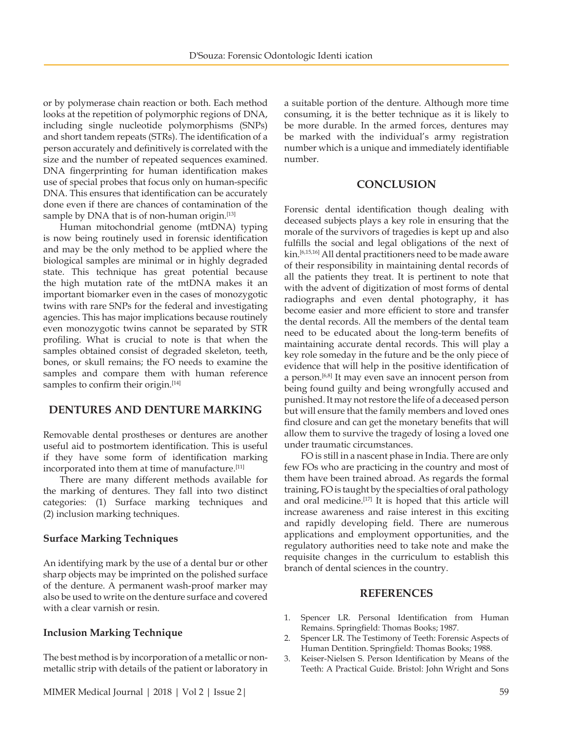or by polymerase chain reaction or both. Each method looks at the repetition of polymorphic regions of DNA, including single nucleotide polymorphisms (SNPs) and short tandem repeats (STRs). The identification of a person accurately and definitively is correlated with the size and the number of repeated sequences examined. DNA fingerprinting for human identification makes use of special probes that focus only on human-specific DNA. This ensures that identification can be accurately done even if there are chances of contamination of the sample by DNA that is of non-human origin.[13]

Human mitochondrial genome (mtDNA) typing is now being routinely used in forensic identification and may be the only method to be applied where the biological samples are minimal or in highly degraded state. This technique has great potential because the high mutation rate of the mtDNA makes it an important biomarker even in the cases of monozygotic twins with rare SNPs for the federal and investigating agencies. This has major implications because routinely even monozygotic twins cannot be separated by STR profiling. What is crucial to note is that when the samples obtained consist of degraded skeleton, teeth, bones, or skull remains; the FO needs to examine the samples and compare them with human reference samples to confirm their origin.[14]

## DENTURES AND DENTURE MARKING

Removable dental prostheses or dentures are another useful aid to postmortem identification. This is useful if they have some form of identification marking incorporated into them at time of manufacture.[11]

There are many different methods available for the marking of dentures. They fall into two distinct categories: (1) Surface marking techniques and (2) inclusion marking techniques.

### Surface Marking Techniques

An identifying mark by the use of a dental bur or other sharp objects may be imprinted on the polished surface of the denture. A permanent wash-proof marker may also be used to write on the denture surface and covered with a clear varnish or resin.

### Inclusion Marking Technique

The best method is by incorporation of a metallic or non-metallic strip with details of the patient or laboratory in a suitable portion of the denture. Although more time consuming, it is the better technique as it is likely to be more durable. In the armed forces, dentures may be marked with the individual's army registration number which is a unique and immediately identifiable number.

## CONCLUSION

Forensic dental identification though dealing with deceased subjects plays a key role in ensuring that the morale of the survivors of tragedies is kept up and also fulfills the social and legal obligations of the next of kin.[6,15,16] All dental practitioners need to be made aware of their responsibility in maintaining dental records of all the patients they treat. It is pertinent to note that with the advent of digitization of most forms of dental radiographs and even dental photography, it has become easier and more efficient to store and transfer the dental records. All the members of the dental team need to be educated about the long-term benefits of maintaining accurate dental records. This will play a key role someday in the future and be the only piece of evidence that will help in the positive identification of a person.[6,8] It may even save an innocent person from being found guilty and being wrongfully accused and punished. It may not restore the life of a deceased person but will ensure that the family members and loved ones find closure and can get the monetary benefits that will allow them to survive the tragedy of losing a loved one under traumatic circumstances.

FO is still in a nascent phase in India. There are only few FOs who are practicing in the country and most of them have been trained abroad. As regards the formal training, FO is taught by the specialties of oral pathology and oral medicine.[17] It is hoped that this article will increase awareness and raise interest in this exciting and rapidly developing field. There are numerous applications and employment opportunities, and the regulatory authorities need to take note and make the requisite changes in the curriculum to establish this branch of dental sciences in the country.

## REFERENCES

1. Spencer LR. Personal Identification from Human Remains. Springfield: Thomas Books; 1987.
2. Spencer LR. The Testimony of Teeth: Forensic Aspects of Human Dentition. Springfield: Thomas Books; 1988.
3. Keiser-Nielsen S. Person Identification by Means of the Teeth: A Practical Guide. Bristol: John Wright and Sons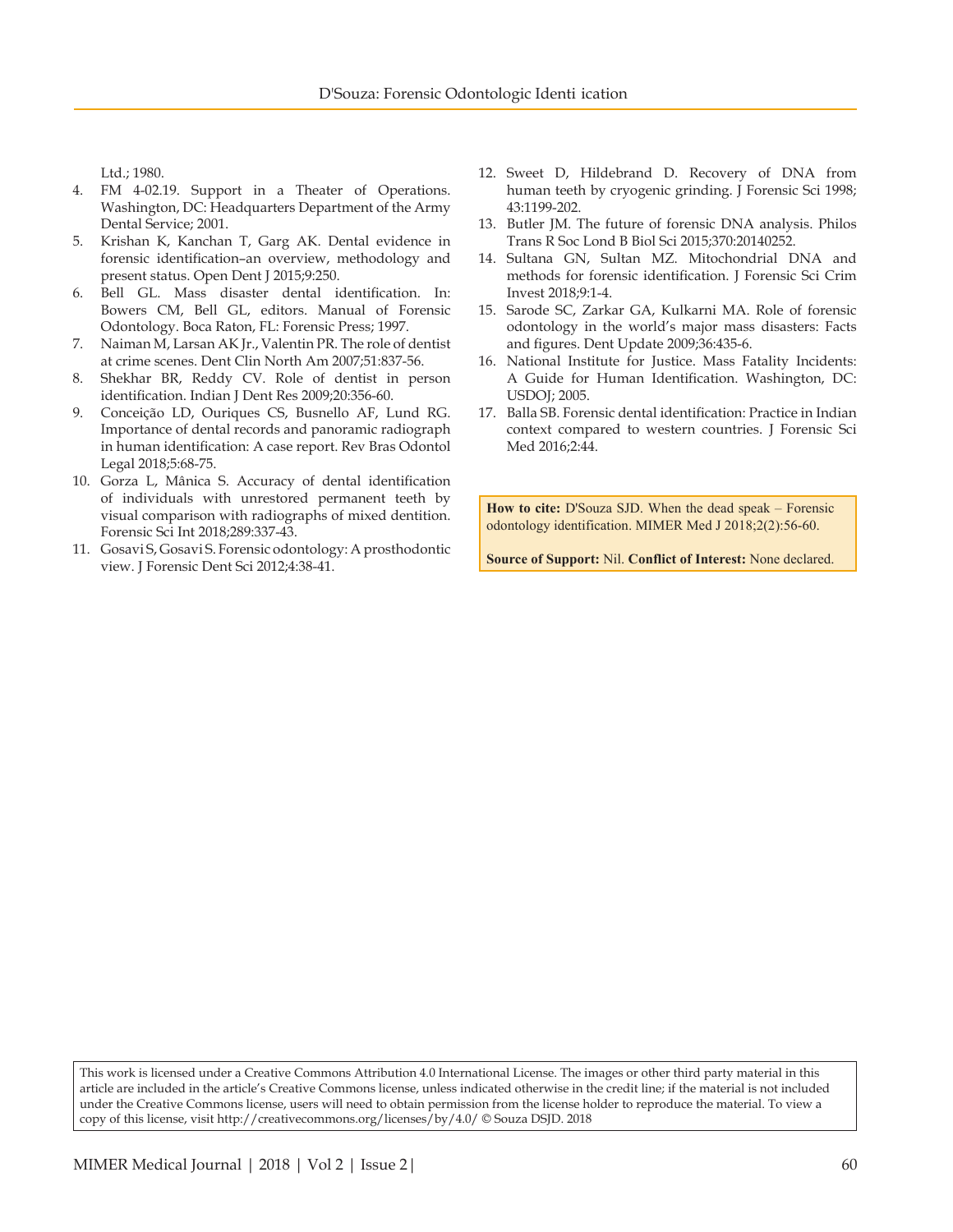Ltd.; 1980.

4. FM 4-02.19. Support in a Theater of Operations. Washington, DC: Headquarters Department of the Army Dental Service; 2001.
5. Krishan K, Kanchan T, Garg AK. Dental evidence in forensic identification–an overview, methodology and present status. Open Dent J 2015;9:250.
6. Bell GL. Mass disaster dental identification. In: Bowers CM, Bell GL, editors. Manual of Forensic Odontology. Boca Raton, FL: Forensic Press; 1997.
7. Naiman M, Larsan AK Jr., Valentin PR. The role of dentist at crime scenes. Dent Clin North Am 2007;51:837-56.
8. Shekhar BR, Reddy CV. Role of dentist in person identification. Indian J Dent Res 2009;20:356-60.
9. Conceição LD, Ouriques CS, Busnello AF, Lund RG. Importance of dental records and panoramic radiograph in human identification: A case report. Rev Bras Odontol Legal 2018;5:68-75.
10. Gorza L, Mânica S. Accuracy of dental identification of individuals with unrestored permanent teeth by visual comparison with radiographs of mixed dentition. Forensic Sci Int 2018;289:337-43.
11. Gosavi S, Gosavi S. Forensic odontology: A prosthodontic view. J Forensic Dent Sci 2012;4:38-41.
12. Sweet D, Hildebrand D. Recovery of DNA from human teeth by cryogenic grinding. J Forensic Sci 1998; 43:1199-202.
13. Butler JM. The future of forensic DNA analysis. Philos Trans R Soc Lond B Biol Sci 2015;370:20140252.
14. Sultana GN, Sultan MZ. Mitochondrial DNA and methods for forensic identification. J Forensic Sci Crim Invest 2018;9:1-4.
15. Sarode SC, Zarkar GA, Kulkarni MA. Role of forensic odontology in the world's major mass disasters: Facts and figures. Dent Update 2009;36:435-6.
16. National Institute for Justice. Mass Fatality Incidents: A Guide for Human Identification. Washington, DC: USDOJ; 2005.
17. Balla SB. Forensic dental identification: Practice in Indian context compared to western countries. J Forensic Sci Med 2016;2:44.

**How to cite:** D'Souza SJD. When the dead speak – Forensic odontology identification. MIMER Med J 2018;2(2):56-60.

**Source of Support:** Nil. **Conflict of Interest:** None declared.

This work is licensed under a Creative Commons Attribution 4.0 International License. The images or other third party material in this article are included in the article's Creative Commons license, unless indicated otherwise in the credit line; if the material is not included under the Creative Commons license, users will need to obtain permission from the license holder to reproduce the material. To view a copy of this license, visit http://creativecommons.org/licenses/by/4.0/ © Souza DSJD. 2018